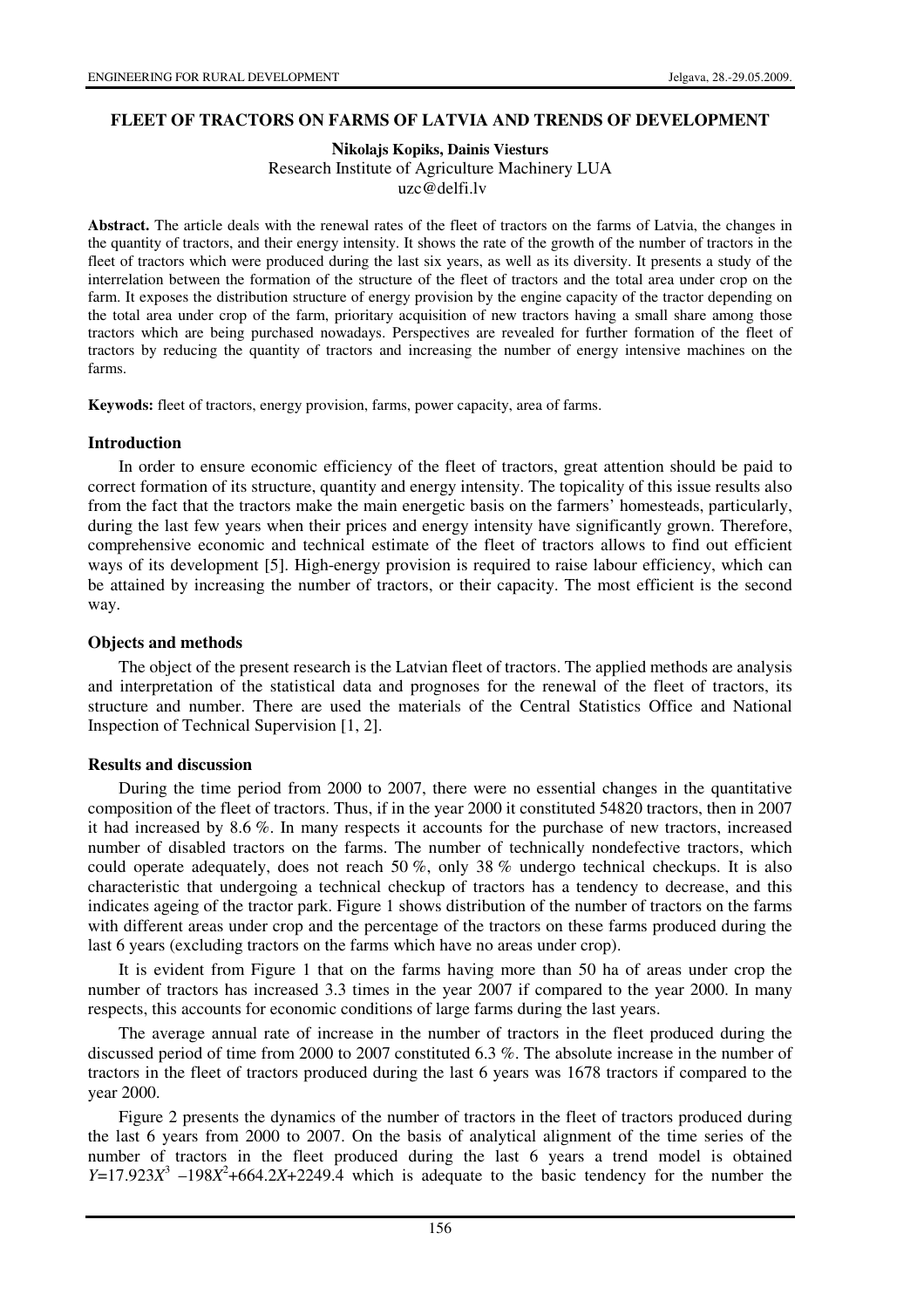# FLEET OF TRACTORS ON FARMS OF LATVIA AND TRENDS OF DEVELOPMENT

**Nikolajs Kopiks, Dainis Viesturs**
Research Institute of Agriculture Machinery LUA
uzc@delfi.lv

**Abstract.** The article deals with the renewal rates of the fleet of tractors on the farms of Latvia, the changes in the quantity of tractors, and their energy intensity. It shows the rate of the growth of the number of tractors in the fleet of tractors which were produced during the last six years, as well as its diversity. It presents a study of the interrelation between the formation of the structure of the fleet of tractors and the total area under crop on the farm. It exposes the distribution structure of energy provision by the engine capacity of the tractor depending on the total area under crop of the farm, prioritary acquisition of new tractors having a small share among those tractors which are being purchased nowadays. Perspectives are revealed for further formation of the fleet of tractors by reducing the quantity of tractors and increasing the number of energy intensive machines on the farms.

**Keywods:** fleet of tractors, energy provision, farms, power capacity, area of farms.

## Introduction

In order to ensure economic efficiency of the fleet of tractors, great attention should be paid to correct formation of its structure, quantity and energy intensity. The topicality of this issue results also from the fact that the tractors make the main energetic basis on the farmers' homesteads, particularly, during the last few years when their prices and energy intensity have significantly grown. Therefore, comprehensive economic and technical estimate of the fleet of tractors allows to find out efficient ways of its development [5]. High-energy provision is required to raise labour efficiency, which can be attained by increasing the number of tractors, or their capacity. The most efficient is the second way.

## Objects and methods

The object of the present research is the Latvian fleet of tractors. The applied methods are analysis and interpretation of the statistical data and prognoses for the renewal of the fleet of tractors, its structure and number. There are used the materials of the Central Statistics Office and National Inspection of Technical Supervision [1, 2].

## Results and discussion

During the time period from 2000 to 2007, there were no essential changes in the quantitative composition of the fleet of tractors. Thus, if in the year 2000 it constituted 54820 tractors, then in 2007 it had increased by 8.6 %. In many respects it accounts for the purchase of new tractors, increased number of disabled tractors on the farms. The number of technically nondefective tractors, which could operate adequately, does not reach 50 %, only 38 % undergo technical checkups. It is also characteristic that undergoing a technical checkup of tractors has a tendency to decrease, and this indicates ageing of the tractor park. Figure 1 shows distribution of the number of tractors on the farms with different areas under crop and the percentage of the tractors on these farms produced during the last 6 years (excluding tractors on the farms which have no areas under crop).

It is evident from Figure 1 that on the farms having more than 50 ha of areas under crop the number of tractors has increased 3.3 times in the year 2007 if compared to the year 2000. In many respects, this accounts for economic conditions of large farms during the last years.

The average annual rate of increase in the number of tractors in the fleet produced during the discussed period of time from 2000 to 2007 constituted 6.3 %. The absolute increase in the number of tractors in the fleet of tractors produced during the last 6 years was 1678 tractors if compared to the year 2000.

Figure 2 presents the dynamics of the number of tractors in the fleet of tractors produced during the last 6 years from 2000 to 2007. On the basis of analytical alignment of the time series of the number of tractors in the fleet produced during the last 6 years a trend model is obtained $Y=17.923X^3 - 198X^2+664.2X+2249.4$ which is adequate to the basic tendency for the number the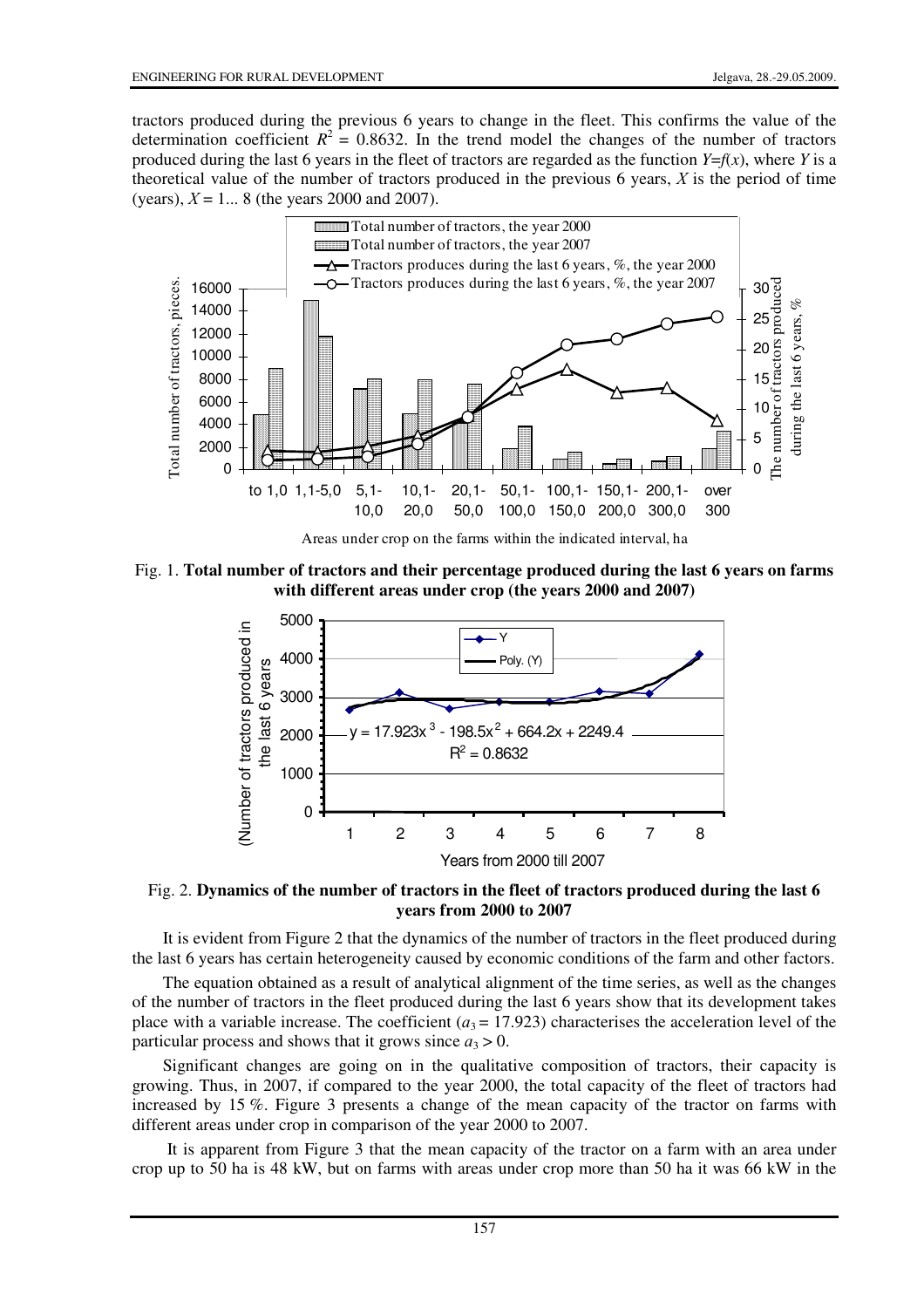tractors produced during the previous 6 years to change in the fleet. This confirms the value of the determination coefficient $R^2$ = 0.8632. In the trend model the changes of the number of tractors produced during the last 6 years in the fleet of tractors are regarded as the function $Y=f(x)$, where $Y$ is a theoretical value of the number of tractors produced in the previous 6 years, $X$ is the period of time (years), $X$ = 1... 8 (the years 2000 and 2007).

Fig. 1. **Total number of tractors and their percentage produced during the last 6 years on farms with different areas under crop (the years 2000 and 2007)**

Fig. 2. **Dynamics of the number of tractors in the fleet of tractors produced during the last 6 years from 2000 to 2007**

It is evident from Figure 2 that the dynamics of the number of tractors in the fleet produced during the last 6 years has certain heterogeneity caused by economic conditions of the farm and other factors.

The equation obtained as a result of analytical alignment of the time series, as well as the changes of the number of tractors in the fleet produced during the last 6 years show that its development takes place with a variable increase. The coefficient ($a_3$ = 17.923) characterises the acceleration level of the particular process and shows that it grows since $a_3 > 0$.

Significant changes are going on in the qualitative composition of tractors, their capacity is growing. Thus, in 2007, if compared to the year 2000, the total capacity of the fleet of tractors had increased by 15 %. Figure 3 presents a change of the mean capacity of the tractor on farms with different areas under crop in comparison of the year 2000 to 2007.

It is apparent from Figure 3 that the mean capacity of the tractor on a farm with an area under crop up to 50 ha is 48 kW, but on farms with areas under crop more than 50 ha it was 66 kW in the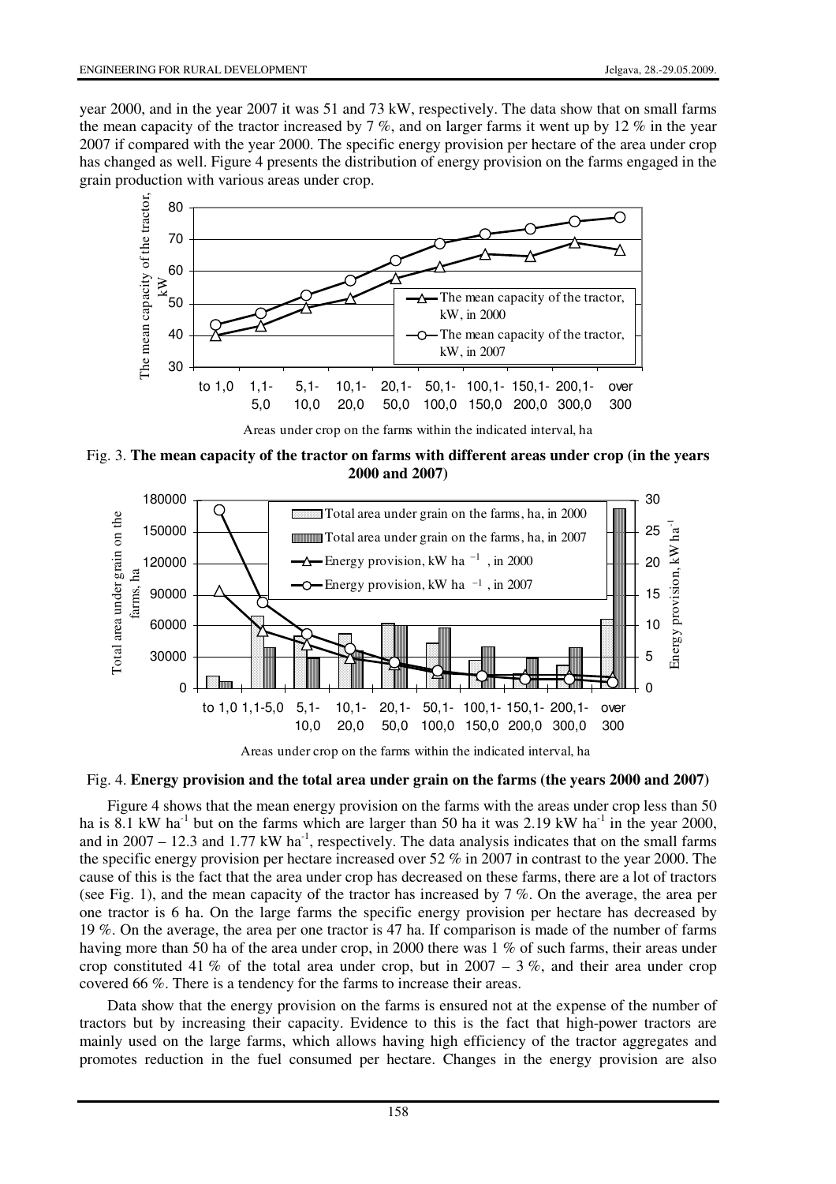year 2000, and in the year 2007 it was 51 and 73 kW, respectively. The data show that on small farms the mean capacity of the tractor increased by 7 %, and on larger farms it went up by 12 % in the year 2007 if compared with the year 2000. The specific energy provision per hectare of the area under crop has changed as well. Figure 4 presents the distribution of energy provision on the farms engaged in the grain production with various areas under crop.

Fig. 3. **The mean capacity of the tractor on farms with different areas under crop (in the years 2000 and 2007)**

Fig. 4. **Energy provision and the total area under grain on the farms (the years 2000 and 2007)**

Figure 4 shows that the mean energy provision on the farms with the areas under crop less than 50 ha is 8.1 kW ha$^{-1}$ but on the farms which are larger than 50 ha it was 2.19 kW ha$^{-1}$ in the year 2000, and in 2007 – 12.3 and 1.77 kW ha$^{-1}$, respectively. The data analysis indicates that on the small farms the specific energy provision per hectare increased over 52 % in 2007 in contrast to the year 2000. The cause of this is the fact that the area under crop has decreased on these farms, there are a lot of tractors (see Fig. 1), and the mean capacity of the tractor has increased by 7 %. On the average, the area per one tractor is 6 ha. On the large farms the specific energy provision per hectare has decreased by 19 %. On the average, the area per one tractor is 47 ha. If comparison is made of the number of farms having more than 50 ha of the area under crop, in 2000 there was 1 % of such farms, their areas under crop constituted 41 % of the total area under crop, but in 2007 – 3 %, and their area under crop covered 66 %. There is a tendency for the farms to increase their areas.

Data show that the energy provision on the farms is ensured not at the expense of the number of tractors but by increasing their capacity. Evidence to this is the fact that high-power tractors are mainly used on the large farms, which allows having high efficiency of the tractor aggregates and promotes reduction in the fuel consumed per hectare. Changes in the energy provision are also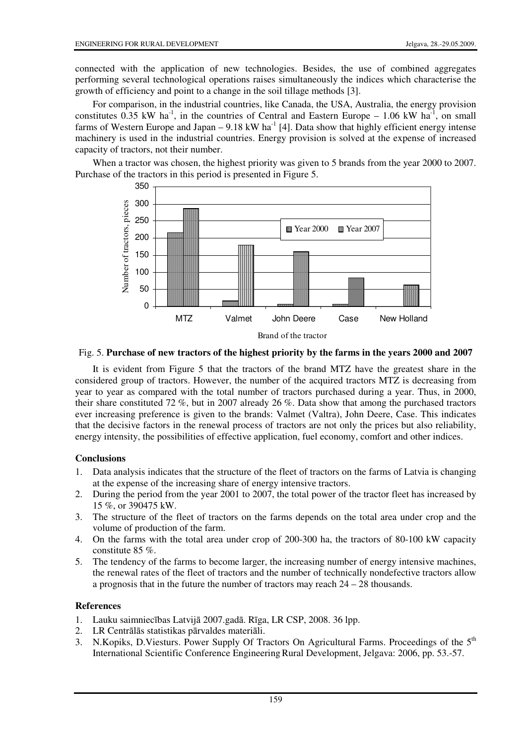connected with the application of new technologies. Besides, the use of combined aggregates performing several technological operations raises simultaneously the indices which characterise the growth of efficiency and point to a change in the soil tillage methods [3].

For comparison, in the industrial countries, like Canada, the USA, Australia, the energy provision constitutes 0.35 kW ha$^{-1}$, in the countries of Central and Eastern Europe – 1.06 kW ha$^{-1}$, on small farms of Western Europe and Japan – 9.18 kW ha$^{-1}$ [4]. Data show that highly efficient energy intense machinery is used in the industrial countries. Energy provision is solved at the expense of increased capacity of tractors, not their number.

When a tractor was chosen, the highest priority was given to 5 brands from the year 2000 to 2007. Purchase of the tractors in this period is presented in Figure 5.

Fig. 5. **Purchase of new tractors of the highest priority by the farms in the years 2000 and 2007**

It is evident from Figure 5 that the tractors of the brand MTZ have the greatest share in the considered group of tractors. However, the number of the acquired tractors MTZ is decreasing from year to year as compared with the total number of tractors purchased during a year. Thus, in 2000, their share constituted 72 %, but in 2007 already 26 %. Data show that among the purchased tractors ever increasing preference is given to the brands: Valmet (Valtra), John Deere, Case. This indicates that the decisive factors in the renewal process of tractors are not only the prices but also reliability, energy intensity, the possibilities of effective application, fuel economy, comfort and other indices.

## Conclusions

1. Data analysis indicates that the structure of the fleet of tractors on the farms of Latvia is changing at the expense of the increasing share of energy intensive tractors.
2. During the period from the year 2001 to 2007, the total power of the tractor fleet has increased by 15 %, or 390475 kW.
3. The structure of the fleet of tractors on the farms depends on the total area under crop and the volume of production of the farm.
4. On the farms with the total area under crop of 200-300 ha, the tractors of 80-100 kW capacity constitute 85 %.
5. The tendency of the farms to become larger, the increasing number of energy intensive machines, the renewal rates of the fleet of tractors and the number of technically nondefective tractors allow a prognosis that in the future the number of tractors may reach 24 – 28 thousands.

## References

1. Lauku saimniecības Latvijā 2007.gadā. Rīga, LR CSP, 2008. 36 lpp.
2. LR Centrālās statistikas pārvaldes materiāli.
3. N.Kopiks, D.Viesturs. Power Supply Of Tractors On Agricultural Farms. Proceedings of the 5th International Scientific Conference Engineering Rural Development, Jelgava: 2006, pp. 53.-57.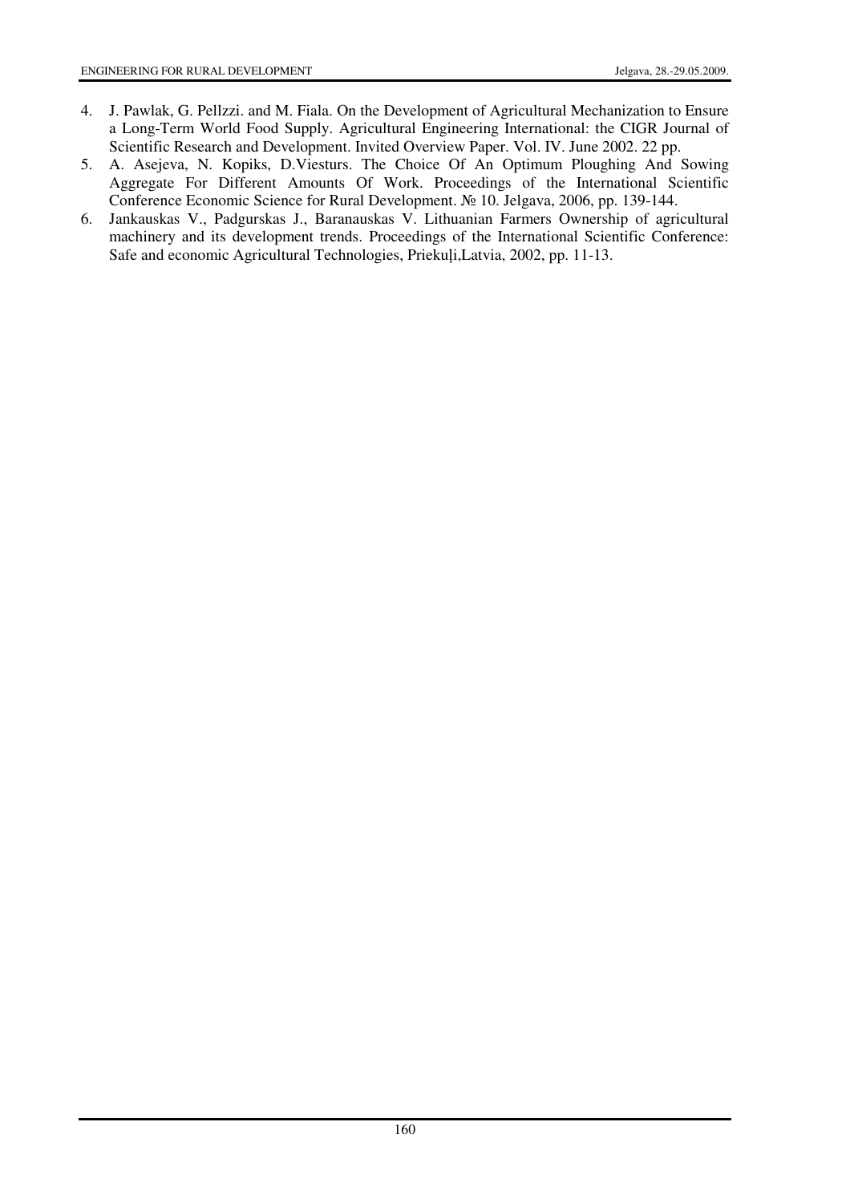4. J. Pawlak, G. Pellzzi. and M. Fiala. On the Development of Agricultural Mechanization to Ensure a Long-Term World Food Supply. Agricultural Engineering International: the CIGR Journal of Scientific Research and Development. Invited Overview Paper. Vol. IV. June 2002. 22 pp.
5. A. Asejeva, N. Kopiks, D.Viesturs. The Choice Of An Optimum Ploughing And Sowing Aggregate For Different Amounts Of Work. Proceedings of the International Scientific Conference Economic Science for Rural Development. № 10. Jelgava, 2006, pp. 139-144.
6. Jankauskas V., Padgurskas J., Baranauskas V. Lithuanian Farmers Ownership of agricultural machinery and its development trends. Proceedings of the International Scientific Conference: Safe and economic Agricultural Technologies, Priekuļi,Latvia, 2002, pp. 11-13.